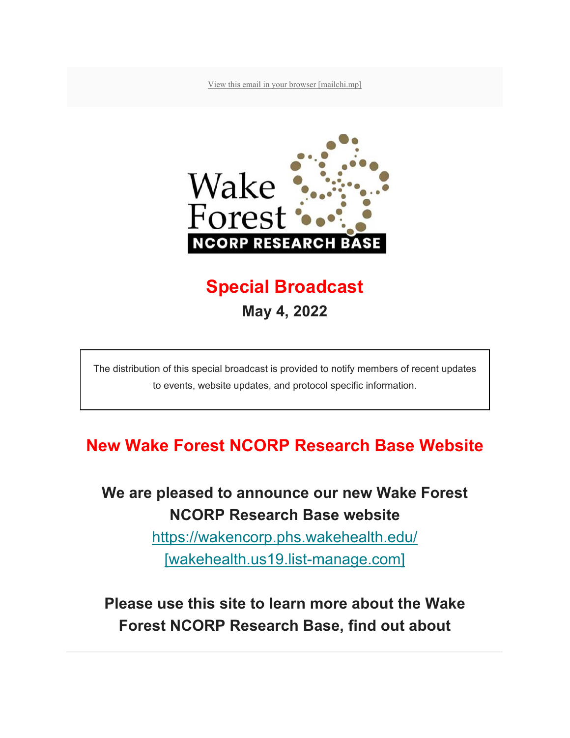View this email in your browser [mailchi.mp]

Wake Forest NCORP RESEARCH BASE

# Special Broadcast

## May 4, 2022

The distribution of this special broadcast is provided to notify members of recent updates to events, website updates, and protocol specific information.

# New Wake Forest NCORP Research Base Website

**We are pleased to announce our new Wake Forest NCORP Research Base website**
https://wakencorp.phs.wakehealth.edu/ [wakehealth.us19.list-manage.com]

**Please use this site to learn more about the Wake Forest NCORP Research Base, find out about**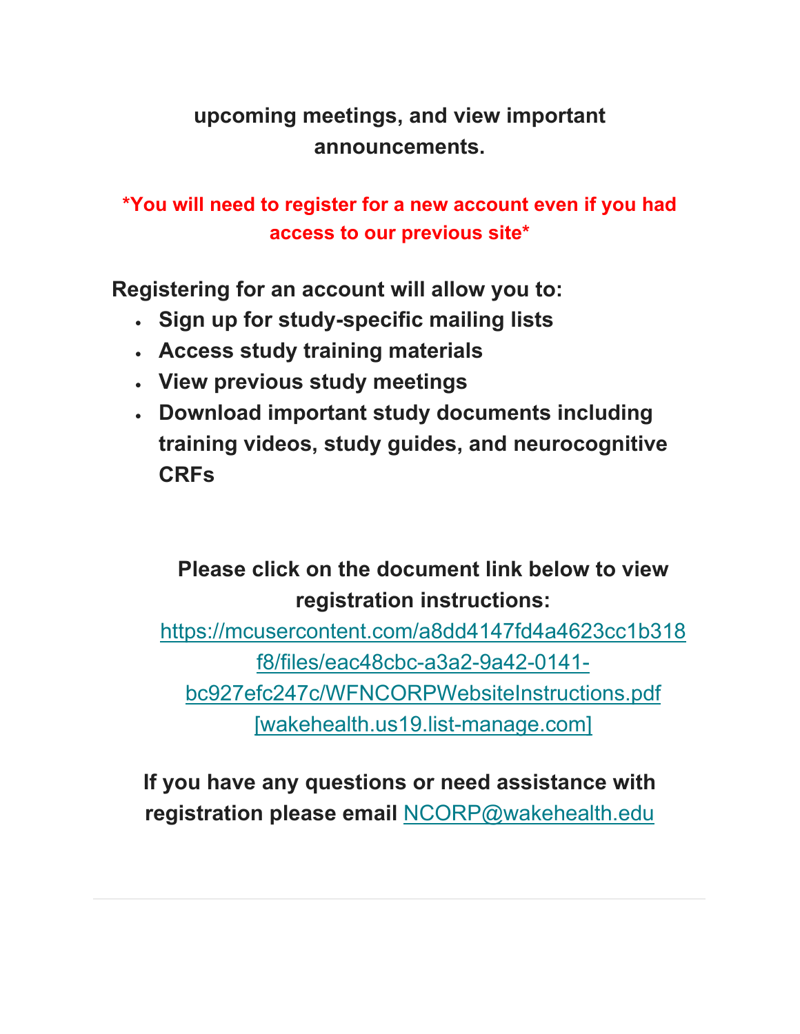**upcoming meetings, and view important announcements.**

***You will need to register for a new account even if you had access to our previous site***

**Registering for an account will allow you to:**

- **Sign up for study-specific mailing lists**
- **Access study training materials**
- **View previous study meetings**
- **Download important study documents including training videos, study guides, and neurocognitive CRFs**

**Please click on the document link below to view registration instructions:**
https://mcusercontent.com/a8dd4147fd4a4623cc1b318f8/files/eac48cbc-a3a2-9a42-0141-bc927efc247c/WFNCORPWebsiteInstructions.pdf [wakehealth.us19.list-manage.com]

**If you have any questions or need assistance with registration please email** NCORP@wakehealth.edu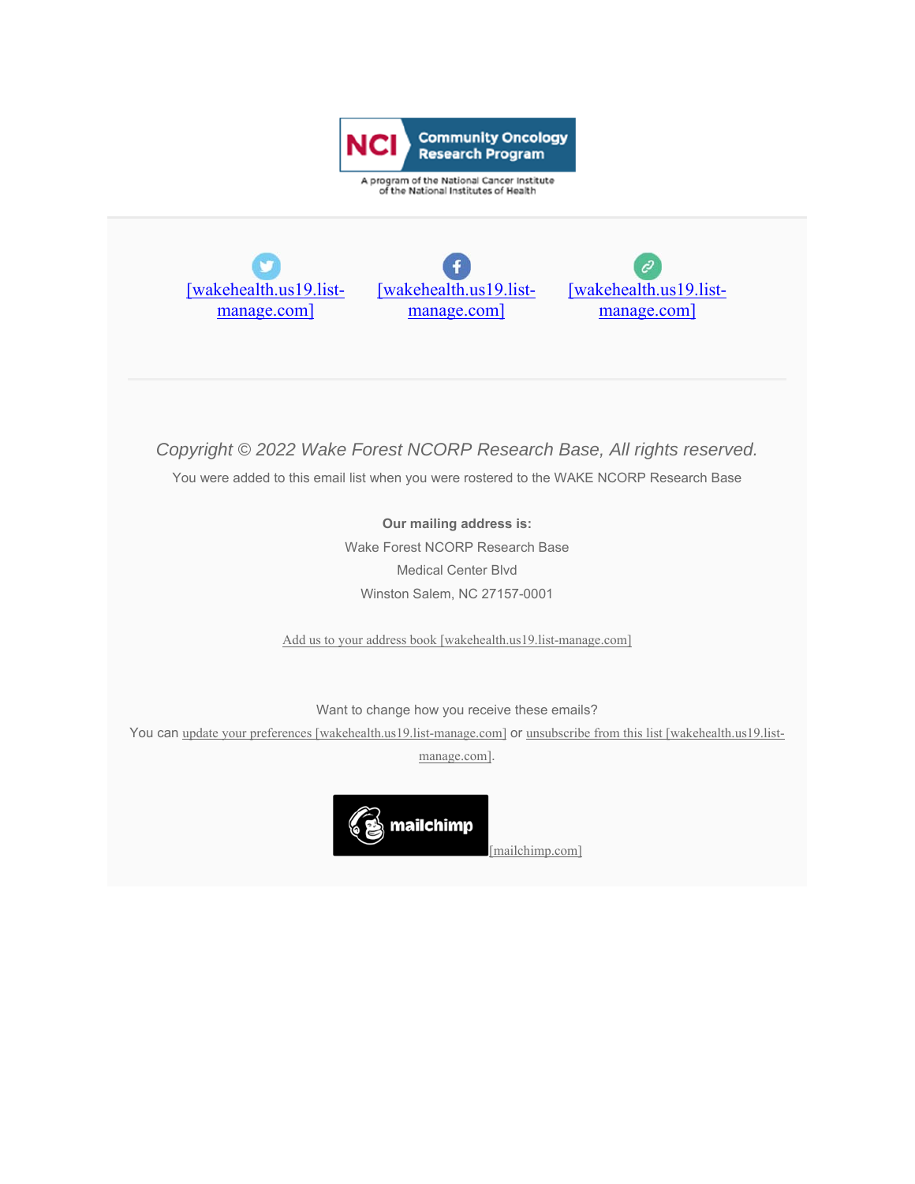NCI Community Oncology Research Program

A program of the National Cancer Institute of the National Institutes of Health

[wakehealth.us19.list-manage.com] [wakehealth.us19.list-manage.com] [wakehealth.us19.list-manage.com]

*Copyright © 2022 Wake Forest NCORP Research Base, All rights reserved.*

You were added to this email list when you were rostered to the WAKE NCORP Research Base

**Our mailing address is:**

Wake Forest NCORP Research Base

Medical Center Blvd

Winston Salem, NC 27157-0001

Add us to your address book [wakehealth.us19.list-manage.com]

Want to change how you receive these emails?

You can update your preferences [wakehealth.us19.list-manage.com] or unsubscribe from this list [wakehealth.us19.list-manage.com].

mailchimp [mailchimp.com]